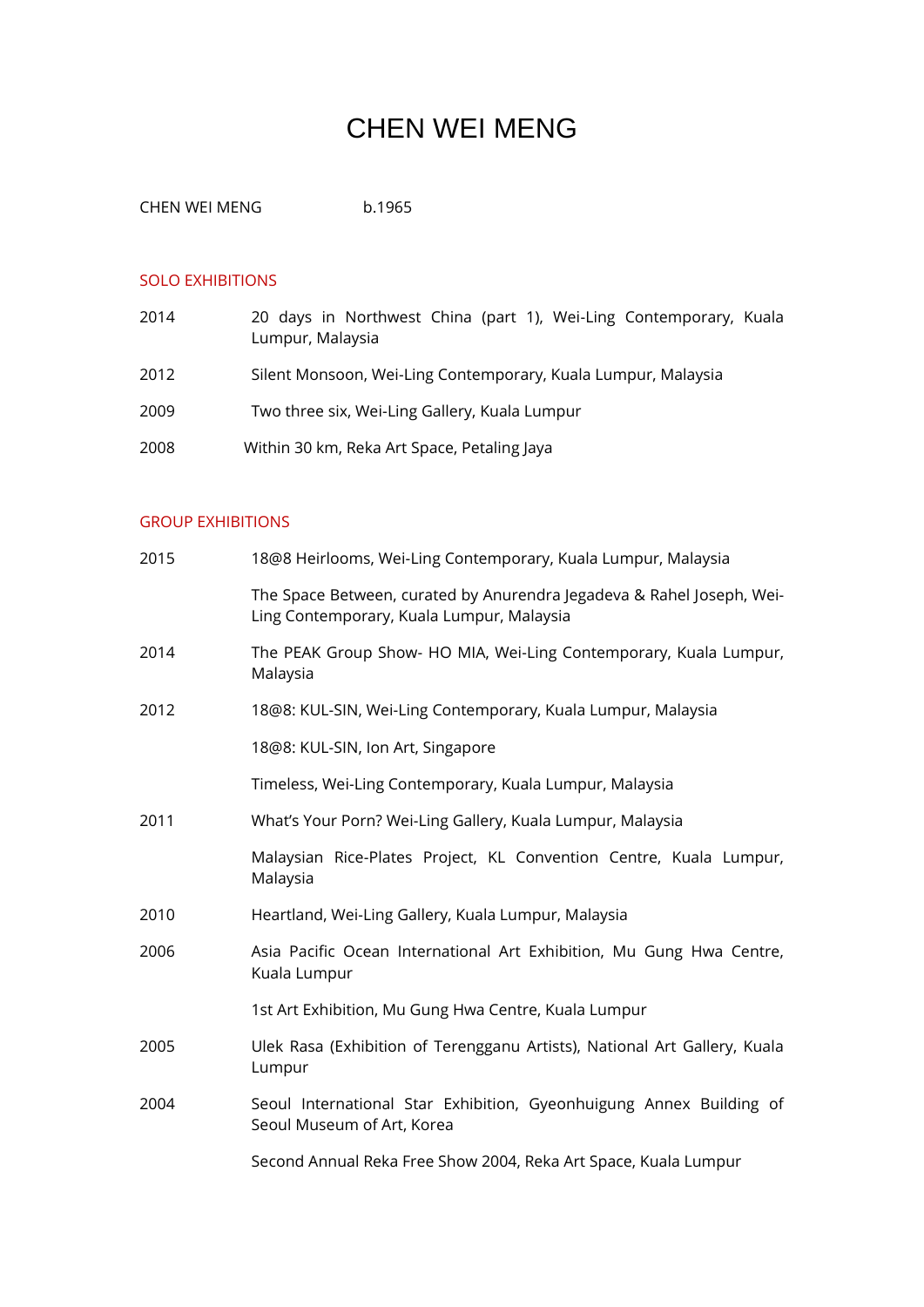# CHEN WEI MENG

CHEN WEI MENG b.1965

## SOLO EXHIBITIONS

| | |
|---|---|
| 2014 | 20 days in Northwest China (part 1), Wei-Ling Contemporary, Kuala Lumpur, Malaysia |
| 2012 | Silent Monsoon, Wei-Ling Contemporary, Kuala Lumpur, Malaysia |
| 2009 | Two three six, Wei-Ling Gallery, Kuala Lumpur |
| 2008 | Within 30 km, Reka Art Space, Petaling Jaya |

## GROUP EXHIBITIONS

| | |
|---|---|
| 2015 | 18@8 Heirlooms, Wei-Ling Contemporary, Kuala Lumpur, Malaysia |
| | The Space Between, curated by Anurendra Jegadeva & Rahel Joseph, Wei-Ling Contemporary, Kuala Lumpur, Malaysia |
| 2014 | The PEAK Group Show- HO MIA, Wei-Ling Contemporary, Kuala Lumpur, Malaysia |
| 2012 | 18@8: KUL-SIN, Wei-Ling Contemporary, Kuala Lumpur, Malaysia |
| | 18@8: KUL-SIN, Ion Art, Singapore |
| | Timeless, Wei-Ling Contemporary, Kuala Lumpur, Malaysia |
| 2011 | What's Your Porn? Wei-Ling Gallery, Kuala Lumpur, Malaysia |
| | Malaysian Rice-Plates Project, KL Convention Centre, Kuala Lumpur, Malaysia |
| 2010 | Heartland, Wei-Ling Gallery, Kuala Lumpur, Malaysia |
| 2006 | Asia Pacific Ocean International Art Exhibition, Mu Gung Hwa Centre, Kuala Lumpur |
| | 1st Art Exhibition, Mu Gung Hwa Centre, Kuala Lumpur |
| 2005 | Ulek Rasa (Exhibition of Terengganu Artists), National Art Gallery, Kuala Lumpur |
| 2004 | Seoul International Star Exhibition, Gyeonhuigung Annex Building of Seoul Museum of Art, Korea |
| | Second Annual Reka Free Show 2004, Reka Art Space, Kuala Lumpur |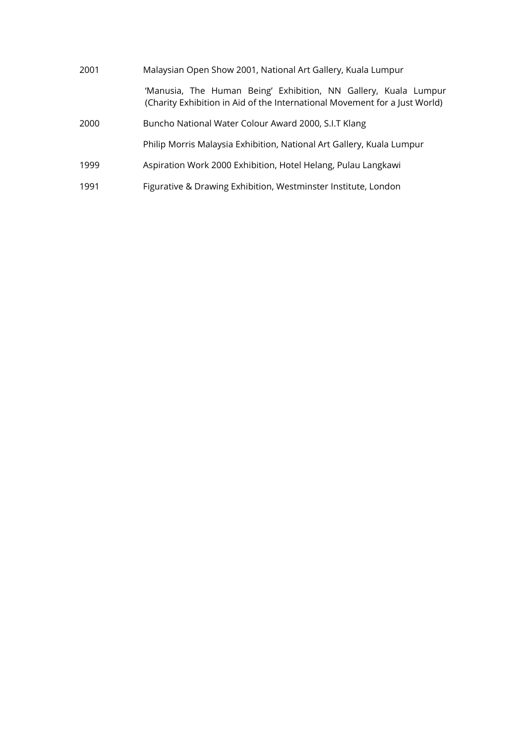| | |
|---|---|
| 2001 | Malaysian Open Show 2001, National Art Gallery, Kuala Lumpur |
| | 'Manusia, The Human Being' Exhibition, NN Gallery, Kuala Lumpur (Charity Exhibition in Aid of the International Movement for a Just World) |
| 2000 | Buncho National Water Colour Award 2000, S.I.T Klang |
| | Philip Morris Malaysia Exhibition, National Art Gallery, Kuala Lumpur |
| 1999 | Aspiration Work 2000 Exhibition, Hotel Helang, Pulau Langkawi |
| 1991 | Figurative & Drawing Exhibition, Westminster Institute, London |